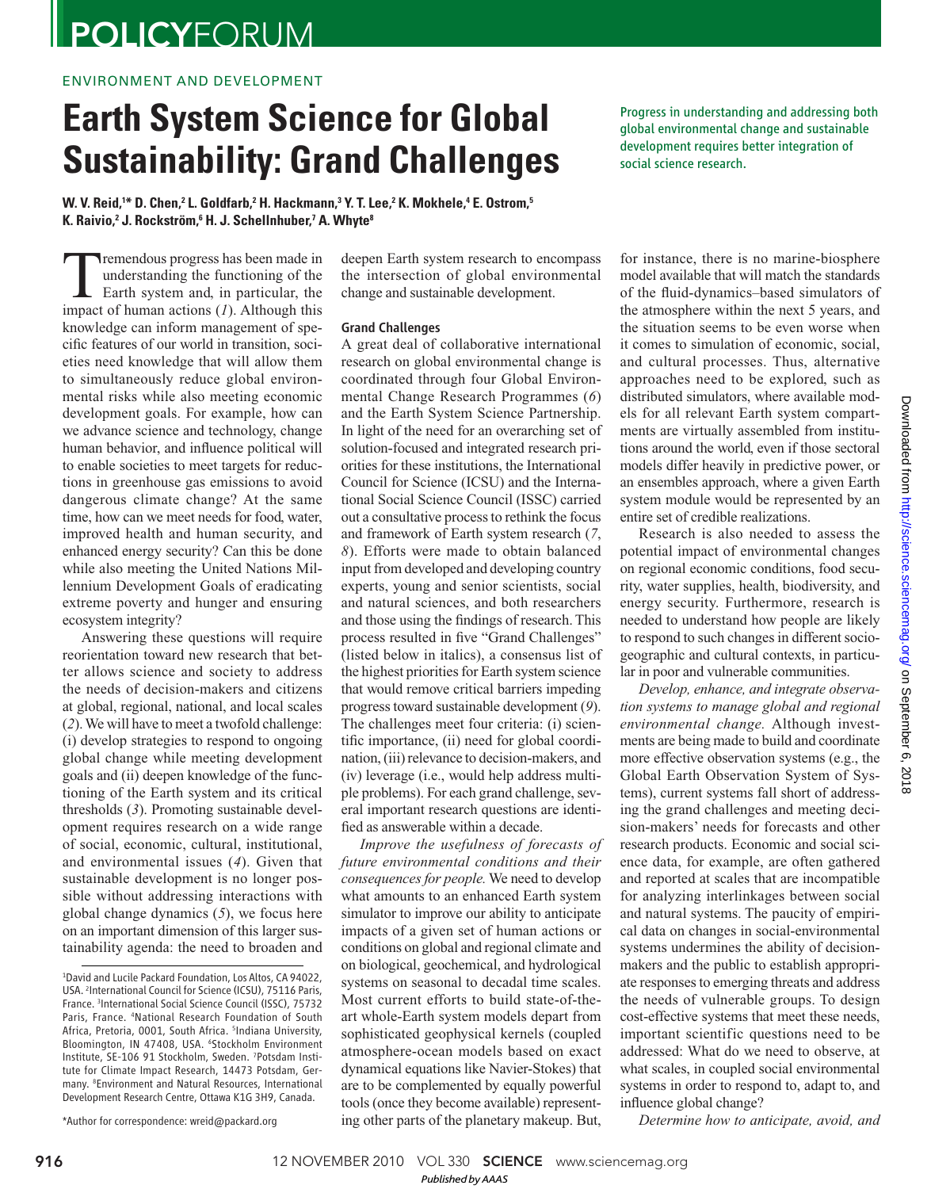ENVIRONMENT AND DEVELOPMENT

# Earth System Science for Global Sustainability: Grand Challenges

Progress in understanding and addressing both global environmental change and sustainable development requires better integration of social science research.

**W. V. Reid,[1]* D. Chen,[2] L. Goldfarb,[2] H. Hackmann,[3] Y. T. Lee,[2] K. Mokhele,[4] E. Ostrom,[5] K. Raivio,[2] J. Rockström,[6] H. J. Schellnhuber,[7] A. Whyte[8]**

Tremendous progress has been made in understanding the functioning of the Earth system and, in particular, the impact of human actions (*1*). Although this knowledge can inform management of specific features of our world in transition, societies need knowledge that will allow them to simultaneously reduce global environmental risks while also meeting economic development goals. For example, how can we advance science and technology, change human behavior, and influence political will to enable societies to meet targets for reductions in greenhouse gas emissions to avoid dangerous climate change? At the same time, how can we meet needs for food, water, improved health and human security, and enhanced energy security? Can this be done while also meeting the United Nations Millennium Development Goals of eradicating extreme poverty and hunger and ensuring ecosystem integrity?

Answering these questions will require reorientation toward new research that better allows science and society to address the needs of decision-makers and citizens at global, regional, national, and local scales (*2*). We will have to meet a twofold challenge: (i) develop strategies to respond to ongoing global change while meeting development goals and (ii) deepen knowledge of the functioning of the Earth system and its critical thresholds (*3*). Promoting sustainable development requires research on a wide range of social, economic, cultural, institutional, and environmental issues (*4*). Given that sustainable development is no longer possible without addressing interactions with global change dynamics (*5*), we focus here on an important dimension of this larger sustainability agenda: the need to broaden and deepen Earth system research to encompass the intersection of global environmental change and sustainable development.

### Grand Challenges

A great deal of collaborative international research on global environmental change is coordinated through four Global Environmental Change Research Programmes (*6*) and the Earth System Science Partnership. In light of the need for an overarching set of solution-focused and integrated research priorities for these institutions, the International Council for Science (ICSU) and the International Social Science Council (ISSC) carried out a consultative process to rethink the focus and framework of Earth system research (*7*, *8*). Efforts were made to obtain balanced input from developed and developing country experts, young and senior scientists, social and natural sciences, and both researchers and those using the findings of research. This process resulted in five "Grand Challenges" (listed below in italics), a consensus list of the highest priorities for Earth system science that would remove critical barriers impeding progress toward sustainable development (*9*). The challenges meet four criteria: (i) scientific importance, (ii) need for global coordination, (iii) relevance to decision-makers, and (iv) leverage (i.e., would help address multiple problems). For each grand challenge, several important research questions are identified as answerable within a decade.

*Improve the usefulness of forecasts of future environmental conditions and their consequences for people.* We need to develop what amounts to an enhanced Earth system simulator to improve our ability to anticipate impacts of a given set of human actions or conditions on global and regional climate and on biological, geochemical, and hydrological systems on seasonal to decadal time scales. Most current efforts to build state-of-the-art whole-Earth system models depart from sophisticated geophysical kernels (coupled atmosphere-ocean models based on exact dynamical equations like Navier-Stokes) that are to be complemented by equally powerful tools (once they become available) representing other parts of the planetary makeup. But, for instance, there is no marine-biosphere model available that will match the standards of the fluid-dynamics–based simulators of the atmosphere within the next 5 years, and the situation seems to be even worse when it comes to simulation of economic, social, and cultural processes. Thus, alternative approaches need to be explored, such as distributed simulators, where available models for all relevant Earth system compartments are virtually assembled from institutions around the world, even if those sectoral models differ heavily in predictive power, or an ensembles approach, where a given Earth system module would be represented by an entire set of credible realizations.

Research is also needed to assess the potential impact of environmental changes on regional economic conditions, food security, water supplies, health, biodiversity, and energy security. Furthermore, research is needed to understand how people are likely to respond to such changes in different sociogeographic and cultural contexts, in particular in poor and vulnerable communities.

*Develop, enhance, and integrate observation systems to manage global and regional environmental change.* Although investments are being made to build and coordinate more effective observation systems (e.g., the Global Earth Observation System of Systems), current systems fall short of addressing the grand challenges and meeting decision-makers' needs for forecasts and other research products. Economic and social science data, for example, are often gathered and reported at scales that are incompatible for analyzing interlinkages between social and natural systems. The paucity of empirical data on changes in social-environmental systems undermines the ability of decision-makers and the public to establish appropriate responses to emerging threats and address the needs of vulnerable groups. To design cost-effective systems that meet these needs, important scientific questions need to be addressed: What do we need to observe, at what scales, in coupled social environmental systems in order to respond to, adapt to, and influence global change?

*Determine how to anticipate, avoid, and*

---

[1]David and Lucile Packard Foundation, Los Altos, CA 94022, USA. [2]International Council for Science (ICSU), 75116 Paris, France. [3]International Social Science Council (ISSC), 75732 Paris, France. [4]National Research Foundation of South Africa, Pretoria, 0001, South Africa. [5]Indiana University, Bloomington, IN 47408, USA. [6]Stockholm Environment Institute, SE-106 91 Stockholm, Sweden. [7]Potsdam Institute for Climate Impact Research, 14473 Potsdam, Germany. [8]Environment and Natural Resources, International Development Research Centre, Ottawa K1G 3H9, Canada.

*Author for correspondence: wreid@packard.org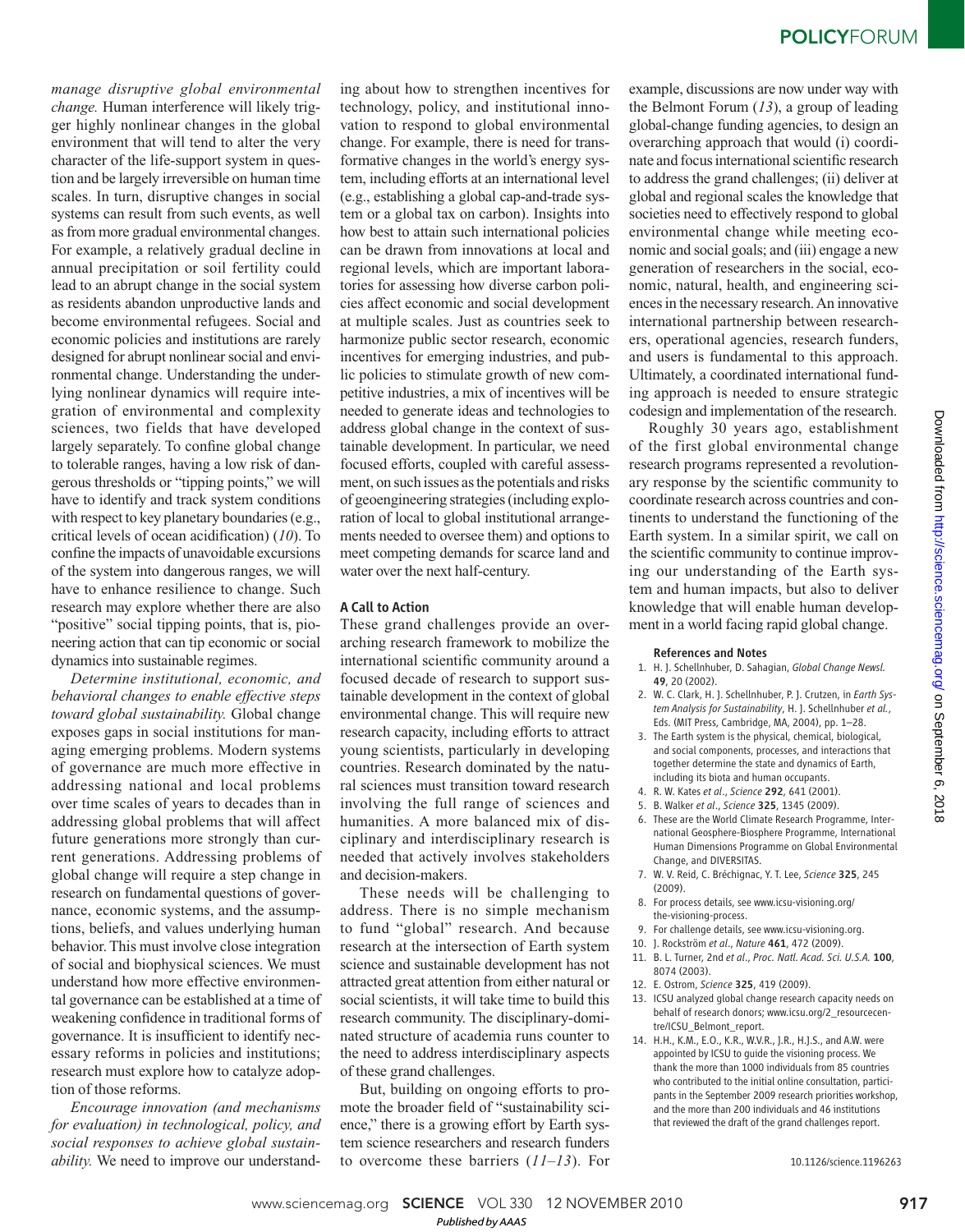*manage disruptive global environmental change.* Human interference will likely trigger highly nonlinear changes in the global environment that will tend to alter the very character of the life-support system in question and be largely irreversible on human time scales. In turn, disruptive changes in social systems can result from such events, as well as from more gradual environmental changes. For example, a relatively gradual decline in annual precipitation or soil fertility could lead to an abrupt change in the social system as residents abandon unproductive lands and become environmental refugees. Social and economic policies and institutions are rarely designed for abrupt nonlinear social and environmental change. Understanding the underlying nonlinear dynamics will require integration of environmental and complexity sciences, two fields that have developed largely separately. To confine global change to tolerable ranges, having a low risk of dangerous thresholds or "tipping points," we will have to identify and track system conditions with respect to key planetary boundaries (e.g., critical levels of ocean acidification) (*10*). To confine the impacts of unavoidable excursions of the system into dangerous ranges, we will have to enhance resilience to change. Such research may explore whether there are also "positive" social tipping points, that is, pioneering action that can tip economic or social dynamics into sustainable regimes.

*Determine institutional, economic, and behavioral changes to enable effective steps toward global sustainability.* Global change exposes gaps in social institutions for managing emerging problems. Modern systems of governance are much more effective in addressing national and local problems over time scales of years to decades than in addressing global problems that will affect future generations more strongly than current generations. Addressing problems of global change will require a step change in research on fundamental questions of governance, economic systems, and the assumptions, beliefs, and values underlying human behavior. This must involve close integration of social and biophysical sciences. We must understand how more effective environmental governance can be established at a time of weakening confidence in traditional forms of governance. It is insufficient to identify necessary reforms in policies and institutions; research must explore how to catalyze adoption of those reforms.

*Encourage innovation (and mechanisms for evaluation) in technological, policy, and social responses to achieve global sustainability.* We need to improve our understanding about how to strengthen incentives for technology, policy, and institutional innovation to respond to global environmental change. For example, there is need for transformative changes in the world's energy system, including efforts at an international level (e.g., establishing a global cap-and-trade system or a global tax on carbon). Insights into how best to attain such international policies can be drawn from innovations at local and regional levels, which are important laboratories for assessing how diverse carbon policies affect economic and social development at multiple scales. Just as countries seek to harmonize public sector research, economic incentives for emerging industries, and public policies to stimulate growth of new competitive industries, a mix of incentives will be needed to generate ideas and technologies to address global change in the context of sustainable development. In particular, we need focused efforts, coupled with careful assessment, on such issues as the potentials and risks of geoengineering strategies (including exploration of local to global institutional arrangements needed to oversee them) and options to meet competing demands for scarce land and water over the next half-century.

## A Call to Action

These grand challenges provide an overarching research framework to mobilize the international scientific community around a focused decade of research to support sustainable development in the context of global environmental change. This will require new research capacity, including efforts to attract young scientists, particularly in developing countries. Research dominated by the natural sciences must transition toward research involving the full range of sciences and humanities. A more balanced mix of disciplinary and interdisciplinary research is needed that actively involves stakeholders and decision-makers.

These needs will be challenging to address. There is no simple mechanism to fund "global" research. And because research at the intersection of Earth system science and sustainable development has not attracted great attention from either natural or social scientists, it will take time to build this research community. The disciplinary-dominated structure of academia runs counter to the need to address interdisciplinary aspects of these grand challenges.

But, building on ongoing efforts to promote the broader field of "sustainability science," there is a growing effort by Earth system science researchers and research funders to overcome these barriers (*11*–*13*). For example, discussions are now under way with the Belmont Forum (*13*), a group of leading global-change funding agencies, to design an overarching approach that would (i) coordinate and focus international scientific research to address the grand challenges; (ii) deliver at global and regional scales the knowledge that societies need to effectively respond to global environmental change while meeting economic and social goals; and (iii) engage a new generation of researchers in the social, economic, natural, health, and engineering sciences in the necessary research. An innovative international partnership between researchers, operational agencies, research funders, and users is fundamental to this approach. Ultimately, a coordinated international funding approach is needed to ensure strategic codesign and implementation of the research.

Roughly 30 years ago, establishment of the first global environmental change research programs represented a revolutionary response by the scientific community to coordinate research across countries and continents to understand the functioning of the Earth system. In a similar spirit, we call on the scientific community to continue improving our understanding of the Earth system and human impacts, but also to deliver knowledge that will enable human development in a world facing rapid global change.

### References and Notes

1. H. J. Schellnhuber, D. Sahagian, *Global Change Newsl.* **49**, 20 (2002).
2. W. C. Clark, H. J. Schellnhuber, P. J. Crutzen, in *Earth System Analysis for Sustainability*, H. J. Schellnhuber *et al.*, Eds. (MIT Press, Cambridge, MA, 2004), pp. 1–28.
3. The Earth system is the physical, chemical, biological, and social components, processes, and interactions that together determine the state and dynamics of Earth, including its biota and human occupants.
4. R. W. Kates *et al.*, *Science* **292**, 641 (2001).
5. B. Walker *et al.*, *Science* **325**, 1345 (2009).
6. These are the World Climate Research Programme, International Geosphere-Biosphere Programme, International Human Dimensions Programme on Global Environmental Change, and DIVERSITAS.
7. W. V. Reid, C. Bréchignac, Y. T. Lee, *Science* **325**, 245 (2009).
8. For process details, see www.icsu-visioning.org/the-visioning-process.
9. For challenge details, see www.icsu-visioning.org.
10. J. Rockström *et al.*, *Nature* **461**, 472 (2009).
11. B. L. Turner, 2nd *et al.*, *Proc. Natl. Acad. Sci. U.S.A.* **100**, 8074 (2003).
12. E. Ostrom, *Science* **325**, 419 (2009).
13. ICSU analyzed global change research capacity needs on behalf of research donors; www.icsu.org/2_resourcecentre/ICSU_Belmont_report.
14. H.H., K.M., E.O., K.R., W.V.R., J.R., H.J.S., and A.W. were appointed by ICSU to guide the visioning process. We thank the more than 1000 individuals from 85 countries who contributed to the initial online consultation, participants in the September 2009 research priorities workshop, and the more than 200 individuals and 46 institutions that reviewed the draft of the grand challenges report.

10.1126/science.1196263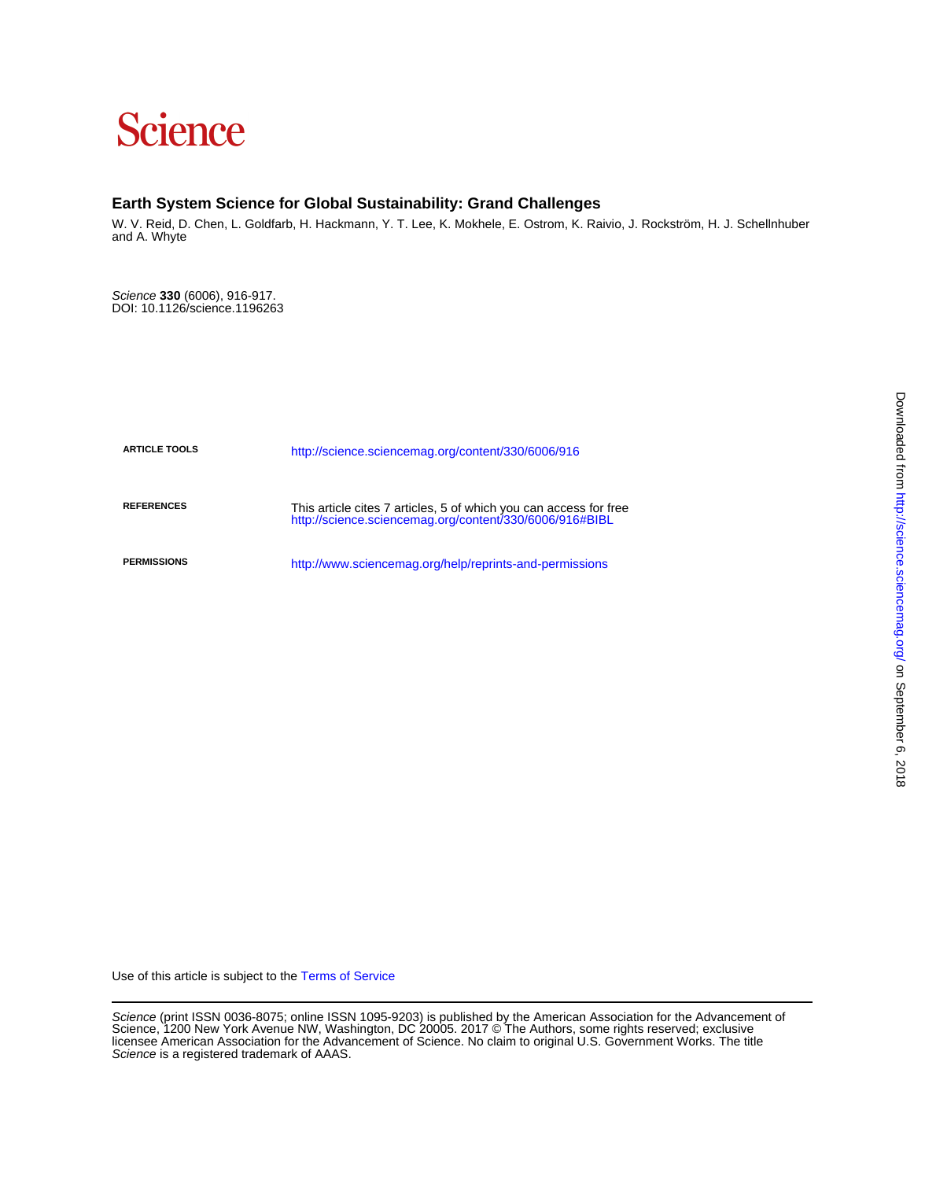# Science

## Earth System Science for Global Sustainability: Grand Challenges

W. V. Reid, D. Chen, L. Goldfarb, H. Hackmann, Y. T. Lee, K. Mokhele, E. Ostrom, K. Raivio, J. Rockström, H. J. Schellnhuber and A. Whyte

*Science* **330** (6006), 916-917.
DOI: 10.1126/science.1196263

**ARTICLE TOOLS** http://science.sciencemag.org/content/330/6006/916

**REFERENCES** This article cites 7 articles, 5 of which you can access for free
http://science.sciencemag.org/content/330/6006/916#BIBL

**PERMISSIONS** http://www.sciencemag.org/help/reprints-and-permissions

Use of this article is subject to the Terms of Service

*Science* (print ISSN 0036-8075; online ISSN 1095-9203) is published by the American Association for the Advancement of Science, 1200 New York Avenue NW, Washington, DC 20005. 2017 © The Authors, some rights reserved; exclusive licensee American Association for the Advancement of Science. No claim to original U.S. Government Works. The title *Science* is a registered trademark of AAAS.

Downloaded from http://science.sciencemag.org/ on September 6, 2018